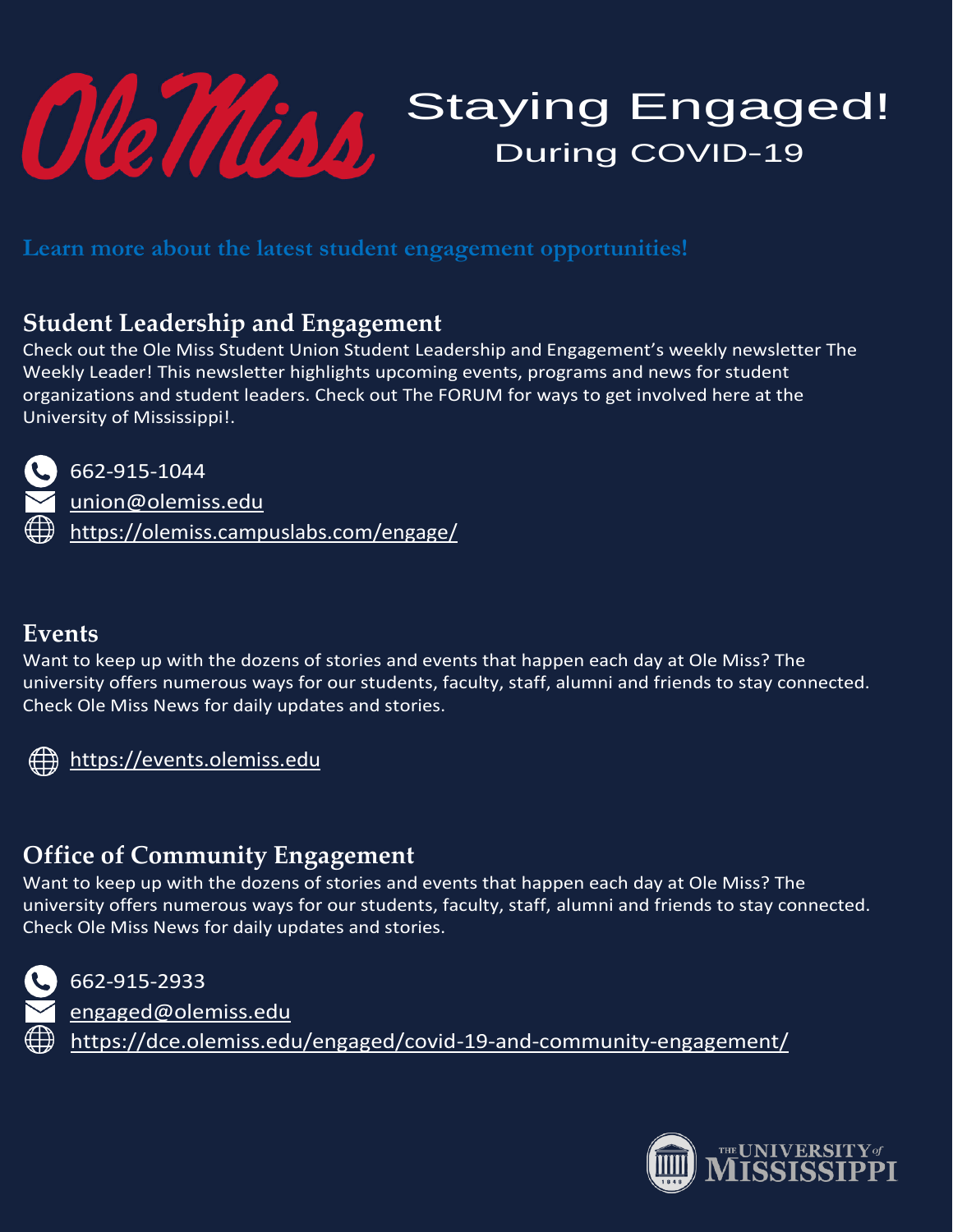# Ole Miss Staying Engaged! During COVID-19

**Learn more about the latest student engagement opportunities!**

## Student Leadership and Engagement

Check out the Ole Miss Student Union Student Leadership and Engagement's weekly newsletter The Weekly Leader! This newsletter highlights upcoming events, programs and news for student organizations and student leaders. Check out The FORUM for ways to get involved here at the University of Mississippi!.

- 662-915-1044
- union@olemiss.edu
- https://olemiss.campuslabs.com/engage/

## Events

Want to keep up with the dozens of stories and events that happen each day at Ole Miss? The university offers numerous ways for our students, faculty, staff, alumni and friends to stay connected. Check Ole Miss News for daily updates and stories.

- https://events.olemiss.edu

## Office of Community Engagement

Want to keep up with the dozens of stories and events that happen each day at Ole Miss? The university offers numerous ways for our students, faculty, staff, alumni and friends to stay connected. Check Ole Miss News for daily updates and stories.

- 662-915-2933
- engaged@olemiss.edu
- https://dce.olemiss.edu/engaged/covid-19-and-community-engagement/

THE UNIVERSITY of MISSISSIPPI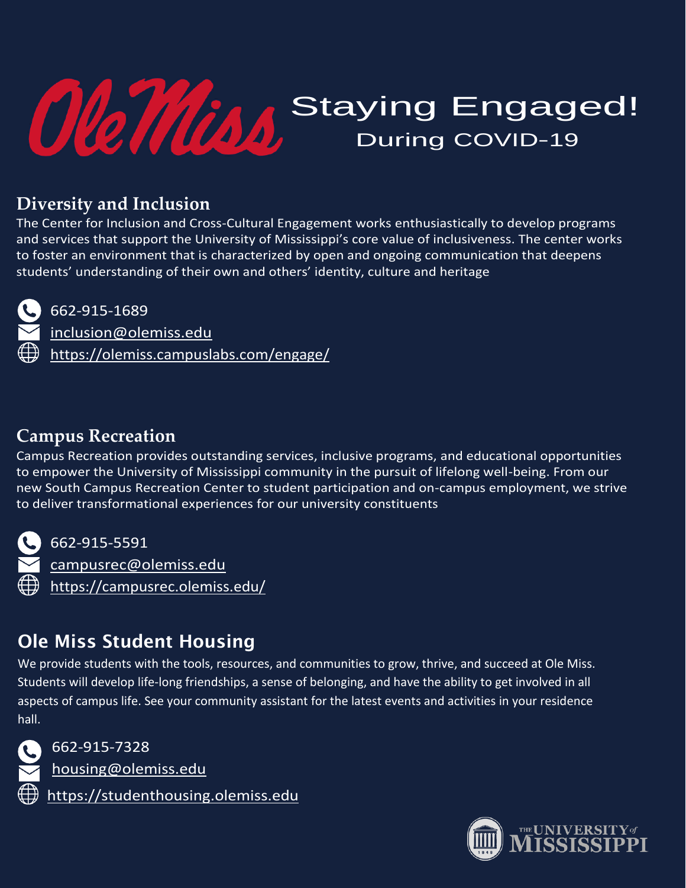# Ole Miss Staying Engaged!

## During COVID-19

## Diversity and Inclusion

The Center for Inclusion and Cross-Cultural Engagement works enthusiastically to develop programs and services that support the University of Mississippi's core value of inclusiveness. The center works to foster an environment that is characterized by open and ongoing communication that deepens students' understanding of their own and others' identity, culture and heritage

- 662-915-1689
- inclusion@olemiss.edu
- https://olemiss.campuslabs.com/engage/

## Campus Recreation

Campus Recreation provides outstanding services, inclusive programs, and educational opportunities to empower the University of Mississippi community in the pursuit of lifelong well-being. From our new South Campus Recreation Center to student participation and on-campus employment, we strive to deliver transformational experiences for our university constituents

- 662-915-5591
- campusrec@olemiss.edu
- https://campusrec.olemiss.edu/

## Ole Miss Student Housing

We provide students with the tools, resources, and communities to grow, thrive, and succeed at Ole Miss. Students will develop life-long friendships, a sense of belonging, and have the ability to get involved in all aspects of campus life. See your community assistant for the latest events and activities in your residence hall.

- 662-915-7328
- housing@olemiss.edu
- https://studenthousing.olemiss.edu

The University of Mississippi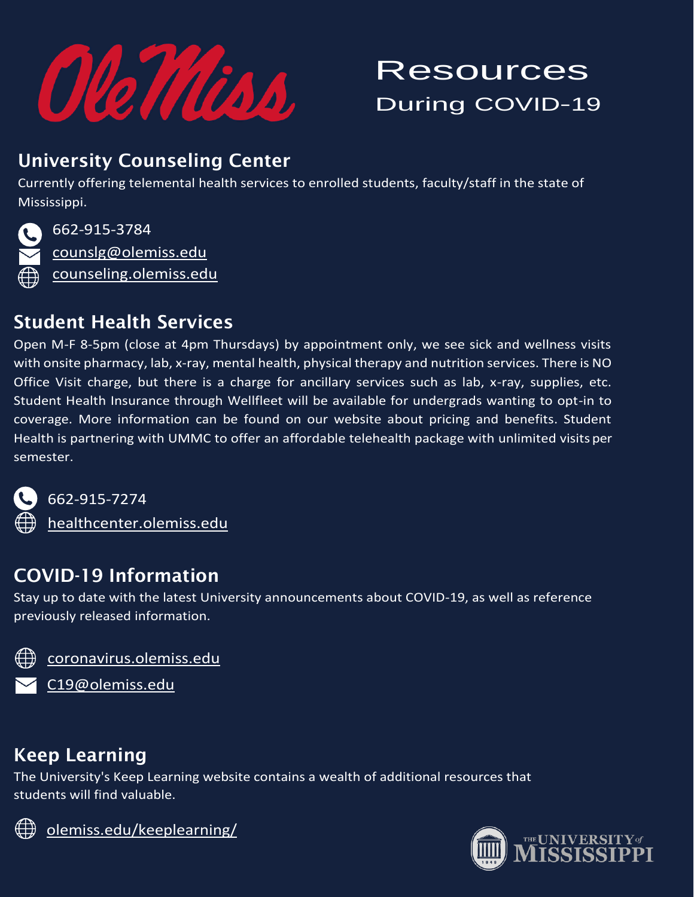# Resources During COVID-19

## University Counseling Center

Currently offering telemental health services to enrolled students, faculty/staff in the state of Mississippi.

662-915-3784
counslg@olemiss.edu
counseling.olemiss.edu

## Student Health Services

Open M-F 8-5pm (close at 4pm Thursdays) by appointment only, we see sick and wellness visits with onsite pharmacy, lab, x-ray, mental health, physical therapy and nutrition services. There is NO Office Visit charge, but there is a charge for ancillary services such as lab, x-ray, supplies, etc. Student Health Insurance through Wellfleet will be available for undergrads wanting to opt-in to coverage. More information can be found on our website about pricing and benefits. Student Health is partnering with UMMC to offer an affordable telehealth package with unlimited visits per semester.

662-915-7274
healthcenter.olemiss.edu

## COVID-19 Information

Stay up to date with the latest University announcements about COVID-19, as well as reference previously released information.

coronavirus.olemiss.edu
C19@olemiss.edu

## Keep Learning

The University's Keep Learning website contains a wealth of additional resources that students will find valuable.

olemiss.edu/keeplearning/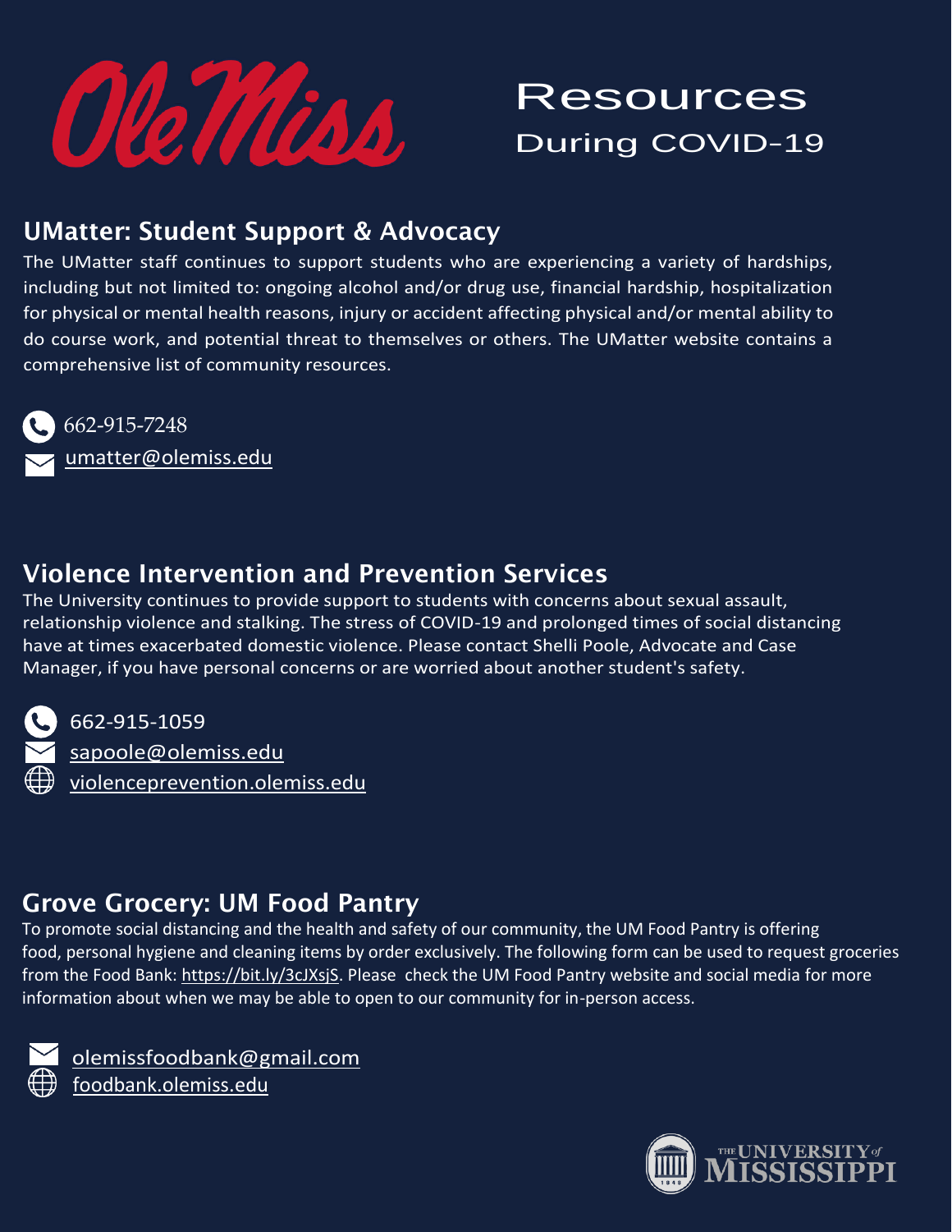Ole Miss

# Resources During COVID-19

## UMatter: Student Support & Advocacy

The UMatter staff continues to support students who are experiencing a variety of hardships, including but not limited to: ongoing alcohol and/or drug use, financial hardship, hospitalization for physical or mental health reasons, injury or accident affecting physical and/or mental ability to do course work, and potential threat to themselves or others. The UMatter website contains a comprehensive list of community resources.

662-915-7248
umatter@olemiss.edu

## Violence Intervention and Prevention Services

The University continues to provide support to students with concerns about sexual assault, relationship violence and stalking. The stress of COVID-19 and prolonged times of social distancing have at times exacerbated domestic violence. Please contact Shelli Poole, Advocate and Case Manager, if you have personal concerns or are worried about another student's safety.

662-915-1059
sapoole@olemiss.edu
violenceprevention.olemiss.edu

## Grove Grocery: UM Food Pantry

To promote social distancing and the health and safety of our community, the UM Food Pantry is offering food, personal hygiene and cleaning items by order exclusively. The following form can be used to request groceries from the Food Bank: https://bit.ly/3cJXsjS. Please check the UM Food Pantry website and social media for more information about when we may be able to open to our community for in-person access.

olemissfoodbank@gmail.com
foodbank.olemiss.edu

THE UNIVERSITY of MISSISSIPPI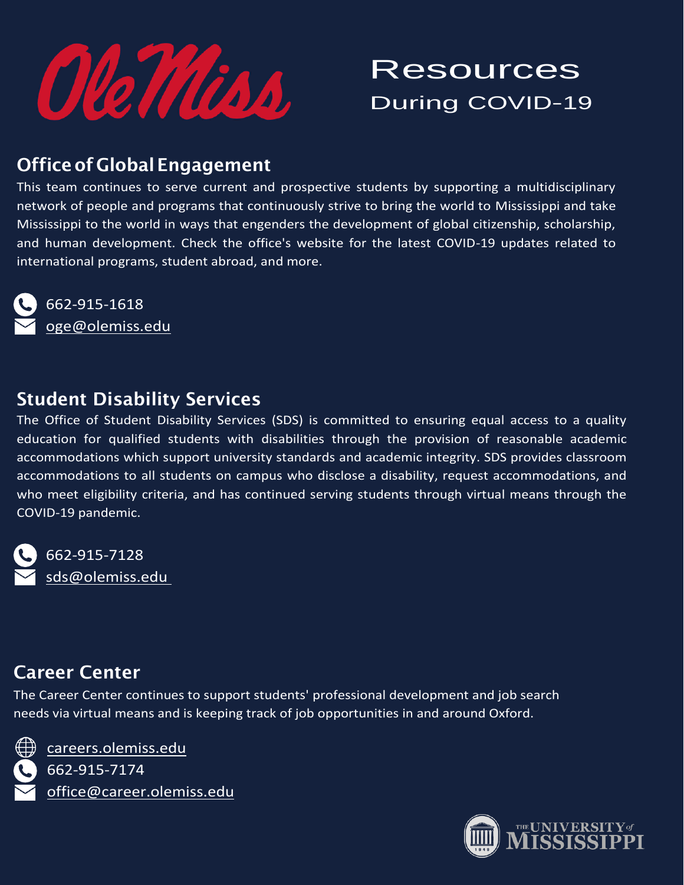# Resources

## During COVID-19

## Office of Global Engagement

This team continues to serve current and prospective students by supporting a multidisciplinary network of people and programs that continuously strive to bring the world to Mississippi and take Mississippi to the world in ways that engenders the development of global citizenship, scholarship, and human development. Check the office's website for the latest COVID-19 updates related to international programs, student abroad, and more.

662-915-1618

oge@olemiss.edu

## Student Disability Services

The Office of Student Disability Services (SDS) is committed to ensuring equal access to a quality education for qualified students with disabilities through the provision of reasonable academic accommodations which support university standards and academic integrity. SDS provides classroom accommodations to all students on campus who disclose a disability, request accommodations, and who meet eligibility criteria, and has continued serving students through virtual means through the COVID-19 pandemic.

662-915-7128

sds@olemiss.edu

## Career Center

The Career Center continues to support students' professional development and job search needs via virtual means and is keeping track of job opportunities in and around Oxford.

careers.olemiss.edu

662-915-7174

office@career.olemiss.edu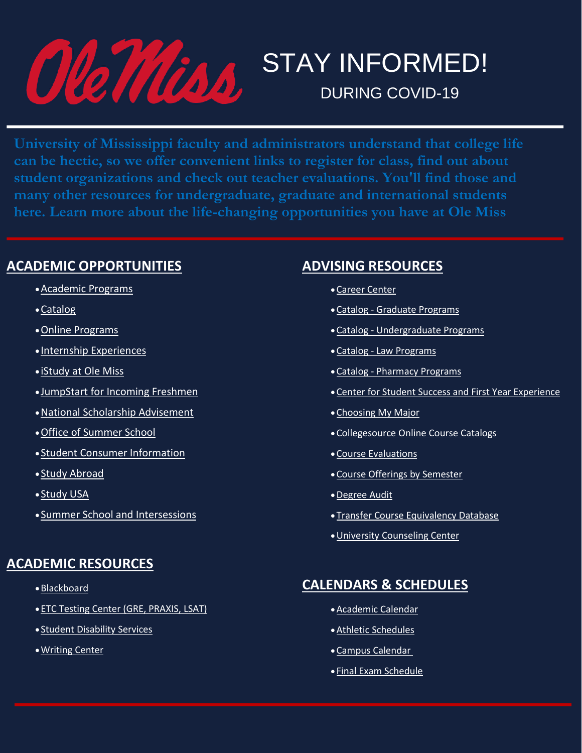Ole Miss

# STAY INFORMED!

DURING COVID-19

**University of Mississippi faculty and administrators understand that college life can be hectic, so we offer convenient links to register for class, find out about student organizations and check out teacher evaluations. You'll find those and many other resources for undergraduate, graduate and international students here. Learn more about the life-changing opportunities you have at Ole Miss**

## ACADEMIC OPPORTUNITIES

- Academic Programs
- Catalog
- Online Programs
- Internship Experiences
- iStudy at Ole Miss
- JumpStart for Incoming Freshmen
- National Scholarship Advisement
- Office of Summer School
- Student Consumer Information
- Study Abroad
- Study USA
- Summer School and Intersessions

## ACADEMIC RESOURCES

- Blackboard
- ETC Testing Center (GRE, PRAXIS, LSAT)
- Student Disability Services
- Writing Center

## ADVISING RESOURCES

- Career Center
- Catalog - Graduate Programs
- Catalog - Undergraduate Programs
- Catalog - Law Programs
- Catalog - Pharmacy Programs
- Center for Student Success and First Year Experience
- Choosing My Major
- Collegesource Online Course Catalogs
- Course Evaluations
- Course Offerings by Semester
- Degree Audit
- Transfer Course Equivalency Database
- University Counseling Center

## CALENDARS & SCHEDULES

- Academic Calendar
- Athletic Schedules
- Campus Calendar
- Final Exam Schedule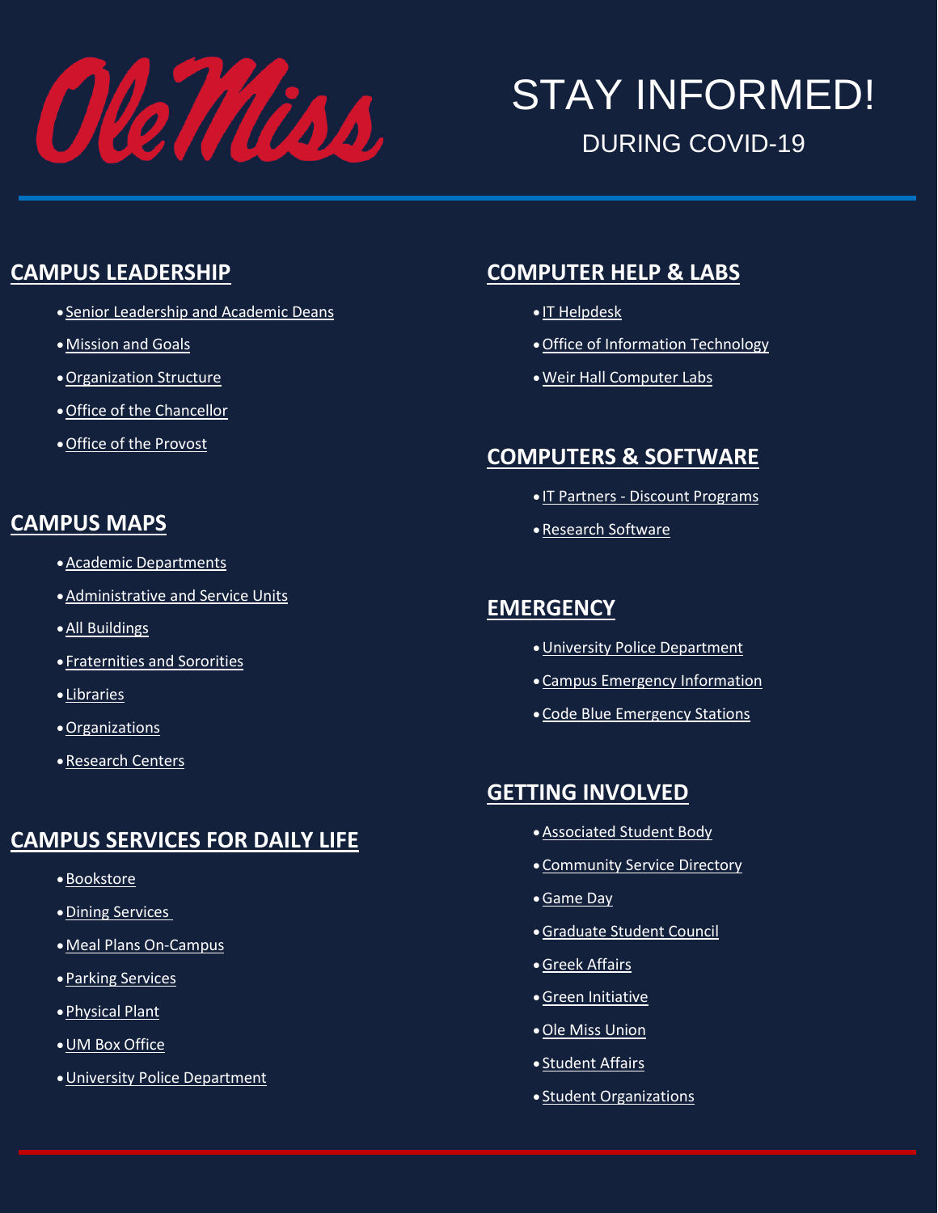Ole Miss

# STAY INFORMED!

DURING COVID-19

## CAMPUS LEADERSHIP

- Senior Leadership and Academic Deans
- Mission and Goals
- Organization Structure
- Office of the Chancellor
- Office of the Provost

## CAMPUS MAPS

- Academic Departments
- Administrative and Service Units
- All Buildings
- Fraternities and Sororities
- Libraries
- Organizations
- Research Centers

## CAMPUS SERVICES FOR DAILY LIFE

- Bookstore
- Dining Services
- Meal Plans On-Campus
- Parking Services
- Physical Plant
- UM Box Office
- University Police Department

## COMPUTER HELP & LABS

- IT Helpdesk
- Office of Information Technology
- Weir Hall Computer Labs

## COMPUTERS & SOFTWARE

- IT Partners - Discount Programs
- Research Software

## EMERGENCY

- University Police Department
- Campus Emergency Information
- Code Blue Emergency Stations

## GETTING INVOLVED

- Associated Student Body
- Community Service Directory
- Game Day
- Graduate Student Council
- Greek Affairs
- Green Initiative
- Ole Miss Union
- Student Affairs
- Student Organizations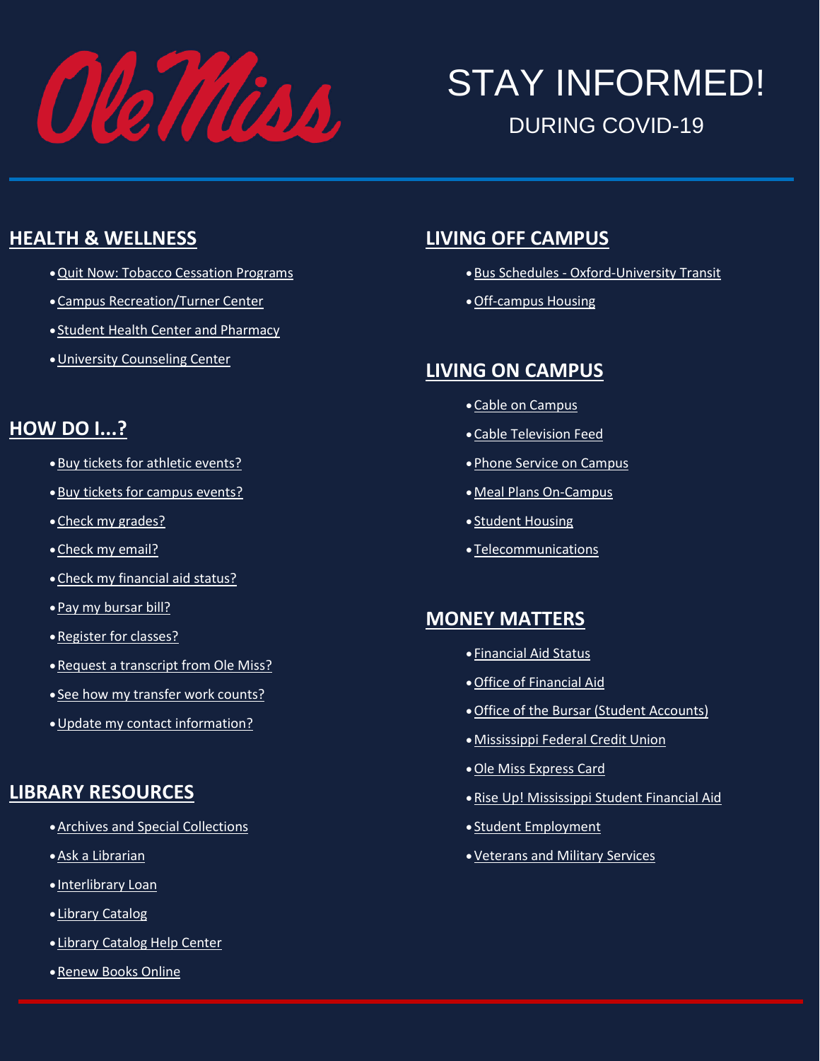Ole Miss

# STAY INFORMED!

DURING COVID-19

## HEALTH & WELLNESS

- Quit Now: Tobacco Cessation Programs
- Campus Recreation/Turner Center
- Student Health Center and Pharmacy
- University Counseling Center

## HOW DO I...?

- Buy tickets for athletic events?
- Buy tickets for campus events?
- Check my grades?
- Check my email?
- Check my financial aid status?
- Pay my bursar bill?
- Register for classes?
- Request a transcript from Ole Miss?
- See how my transfer work counts?
- Update my contact information?

## LIBRARY RESOURCES

- Archives and Special Collections
- Ask a Librarian
- Interlibrary Loan
- Library Catalog
- Library Catalog Help Center
- Renew Books Online

## LIVING OFF CAMPUS

- Bus Schedules - Oxford-University Transit
- Off-campus Housing

## LIVING ON CAMPUS

- Cable on Campus
- Cable Television Feed
- Phone Service on Campus
- Meal Plans On-Campus
- Student Housing
- Telecommunications

## MONEY MATTERS

- Financial Aid Status
- Office of Financial Aid
- Office of the Bursar (Student Accounts)
- Mississippi Federal Credit Union
- Ole Miss Express Card
- Rise Up! Mississippi Student Financial Aid
- Student Employment
- Veterans and Military Services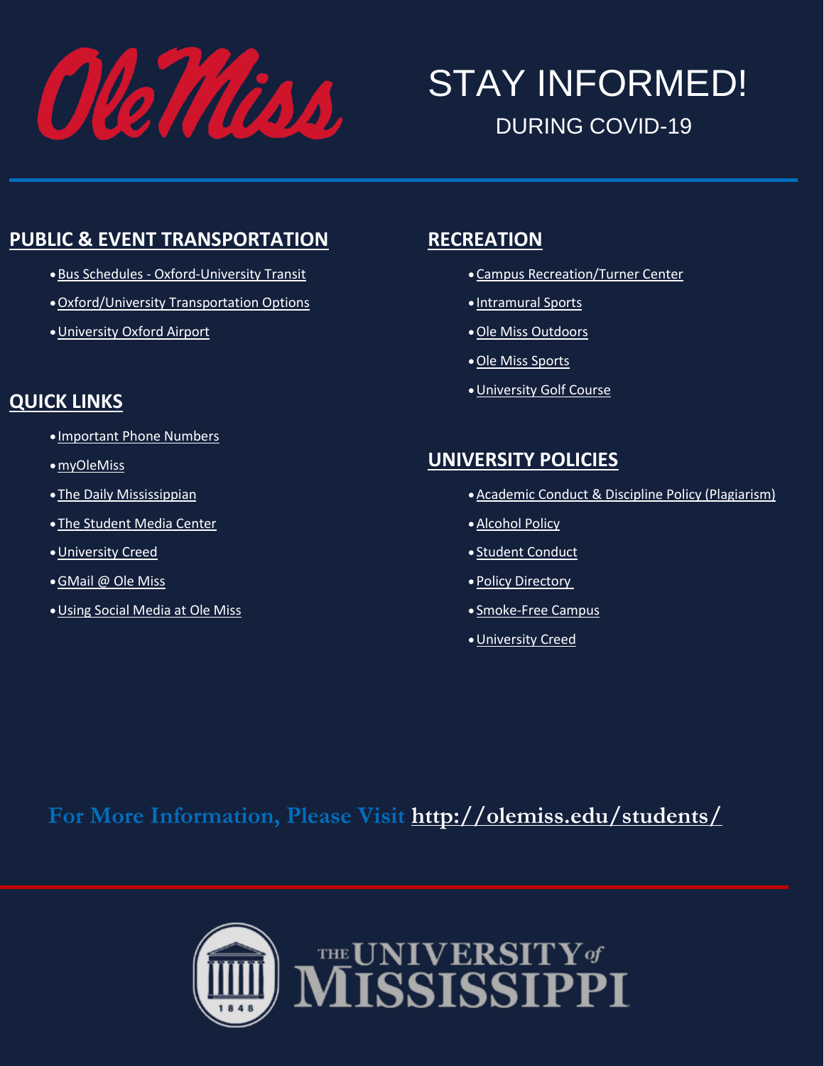Ole Miss

# STAY INFORMED!

DURING COVID-19

## PUBLIC & EVENT TRANSPORTATION

- Bus Schedules - Oxford-University Transit
- Oxford/University Transportation Options
- University Oxford Airport

## QUICK LINKS

- Important Phone Numbers
- myOleMiss
- The Daily Mississippian
- The Student Media Center
- University Creed
- GMail @ Ole Miss
- Using Social Media at Ole Miss

## RECREATION

- Campus Recreation/Turner Center
- Intramural Sports
- Ole Miss Outdoors
- Ole Miss Sports
- University Golf Course

## UNIVERSITY POLICIES

- Academic Conduct & Discipline Policy (Plagiarism)
- Alcohol Policy
- Student Conduct
- Policy Directory
- Smoke-Free Campus
- University Creed

**For More Information, Please Visit http://olemiss.edu/students/**

THE UNIVERSITY of MISSISSIPPI